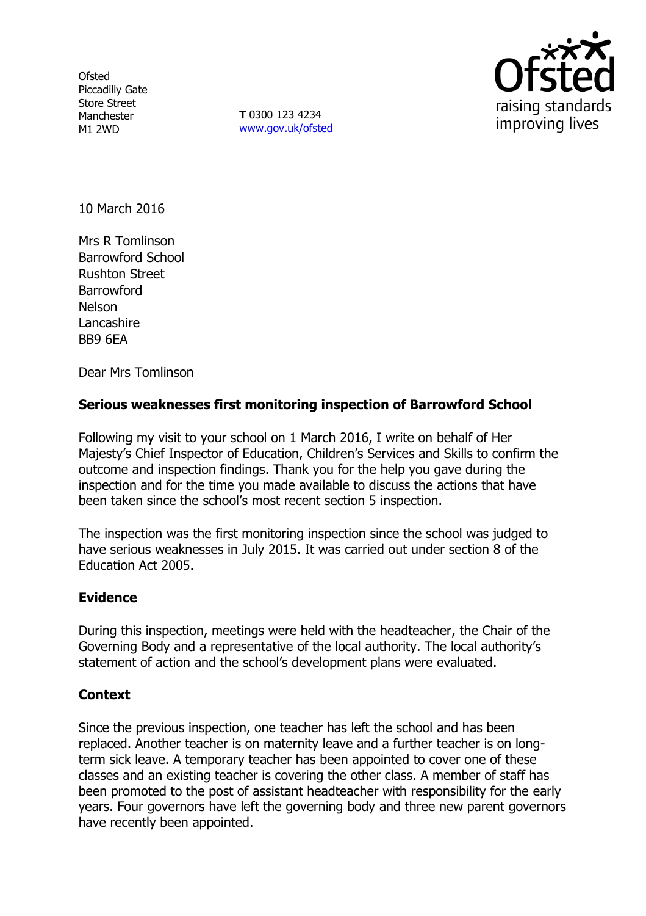Ofsted
Piccadilly Gate
Store Street
Manchester
M1 2WD

**T** 0300 123 4234
www.gov.uk/ofsted

raising standards
improving lives

10 March 2016

Mrs R Tomlinson
Barrowford School
Rushton Street
Barrowford
Nelson
Lancashire
BB9 6EA

Dear Mrs Tomlinson

**Serious weaknesses first monitoring inspection of Barrowford School**

Following my visit to your school on 1 March 2016, I write on behalf of Her Majesty's Chief Inspector of Education, Children's Services and Skills to confirm the outcome and inspection findings. Thank you for the help you gave during the inspection and for the time you made available to discuss the actions that have been taken since the school's most recent section 5 inspection.

The inspection was the first monitoring inspection since the school was judged to have serious weaknesses in July 2015. It was carried out under section 8 of the Education Act 2005.

## Evidence

During this inspection, meetings were held with the headteacher, the Chair of the Governing Body and a representative of the local authority. The local authority's statement of action and the school's development plans were evaluated.

## Context

Since the previous inspection, one teacher has left the school and has been replaced. Another teacher is on maternity leave and a further teacher is on long-term sick leave. A temporary teacher has been appointed to cover one of these classes and an existing teacher is covering the other class. A member of staff has been promoted to the post of assistant headteacher with responsibility for the early years. Four governors have left the governing body and three new parent governors have recently been appointed.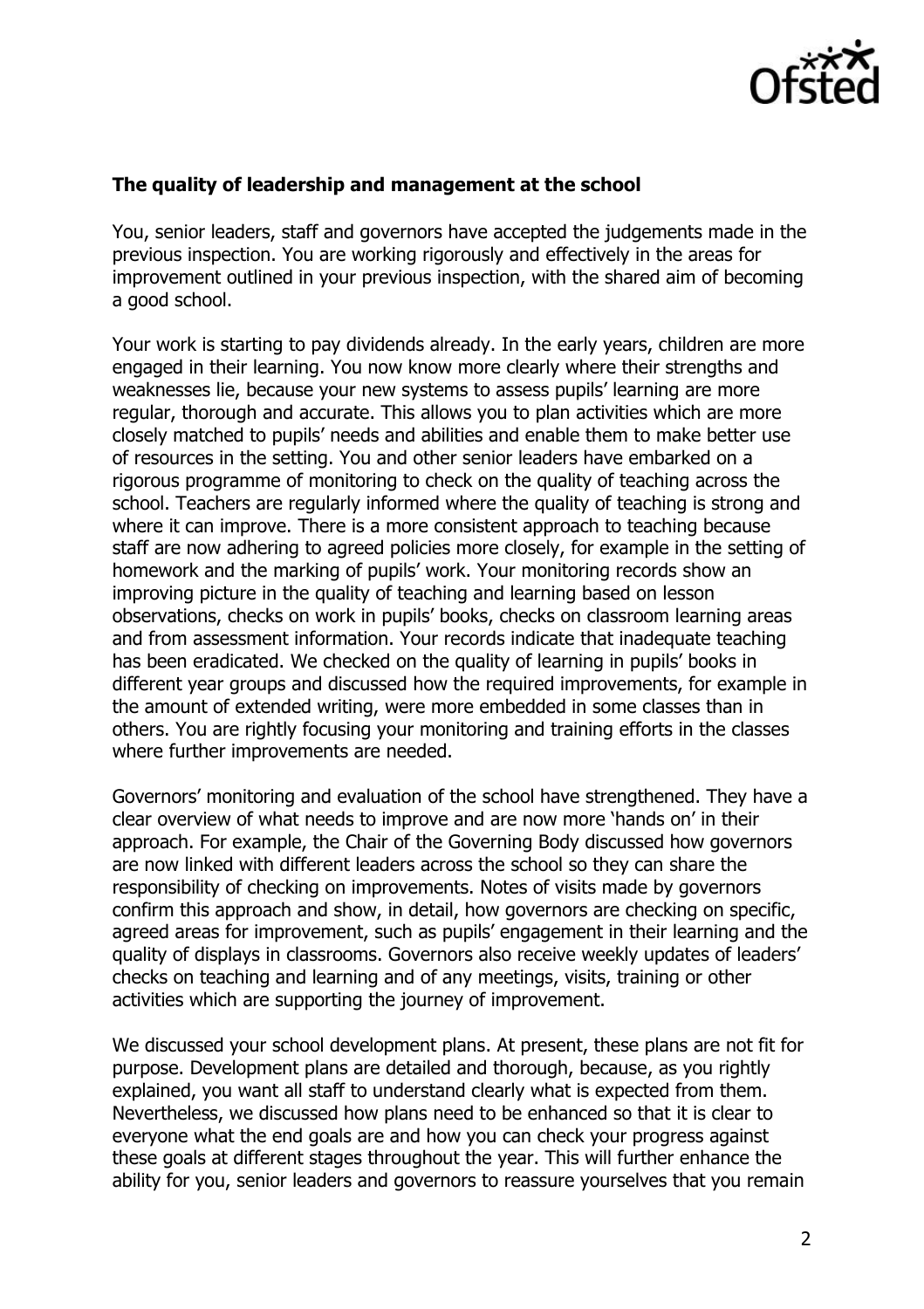**The quality of leadership and management at the school**

You, senior leaders, staff and governors have accepted the judgements made in the previous inspection. You are working rigorously and effectively in the areas for improvement outlined in your previous inspection, with the shared aim of becoming a good school.

Your work is starting to pay dividends already. In the early years, children are more engaged in their learning. You now know more clearly where their strengths and weaknesses lie, because your new systems to assess pupils' learning are more regular, thorough and accurate. This allows you to plan activities which are more closely matched to pupils' needs and abilities and enable them to make better use of resources in the setting. You and other senior leaders have embarked on a rigorous programme of monitoring to check on the quality of teaching across the school. Teachers are regularly informed where the quality of teaching is strong and where it can improve. There is a more consistent approach to teaching because staff are now adhering to agreed policies more closely, for example in the setting of homework and the marking of pupils' work. Your monitoring records show an improving picture in the quality of teaching and learning based on lesson observations, checks on work in pupils' books, checks on classroom learning areas and from assessment information. Your records indicate that inadequate teaching has been eradicated. We checked on the quality of learning in pupils' books in different year groups and discussed how the required improvements, for example in the amount of extended writing, were more embedded in some classes than in others. You are rightly focusing your monitoring and training efforts in the classes where further improvements are needed.

Governors' monitoring and evaluation of the school have strengthened. They have a clear overview of what needs to improve and are now more 'hands on' in their approach. For example, the Chair of the Governing Body discussed how governors are now linked with different leaders across the school so they can share the responsibility of checking on improvements. Notes of visits made by governors confirm this approach and show, in detail, how governors are checking on specific, agreed areas for improvement, such as pupils' engagement in their learning and the quality of displays in classrooms. Governors also receive weekly updates of leaders' checks on teaching and learning and of any meetings, visits, training or other activities which are supporting the journey of improvement.

We discussed your school development plans. At present, these plans are not fit for purpose. Development plans are detailed and thorough, because, as you rightly explained, you want all staff to understand clearly what is expected from them. Nevertheless, we discussed how plans need to be enhanced so that it is clear to everyone what the end goals are and how you can check your progress against these goals at different stages throughout the year. This will further enhance the ability for you, senior leaders and governors to reassure yourselves that you remain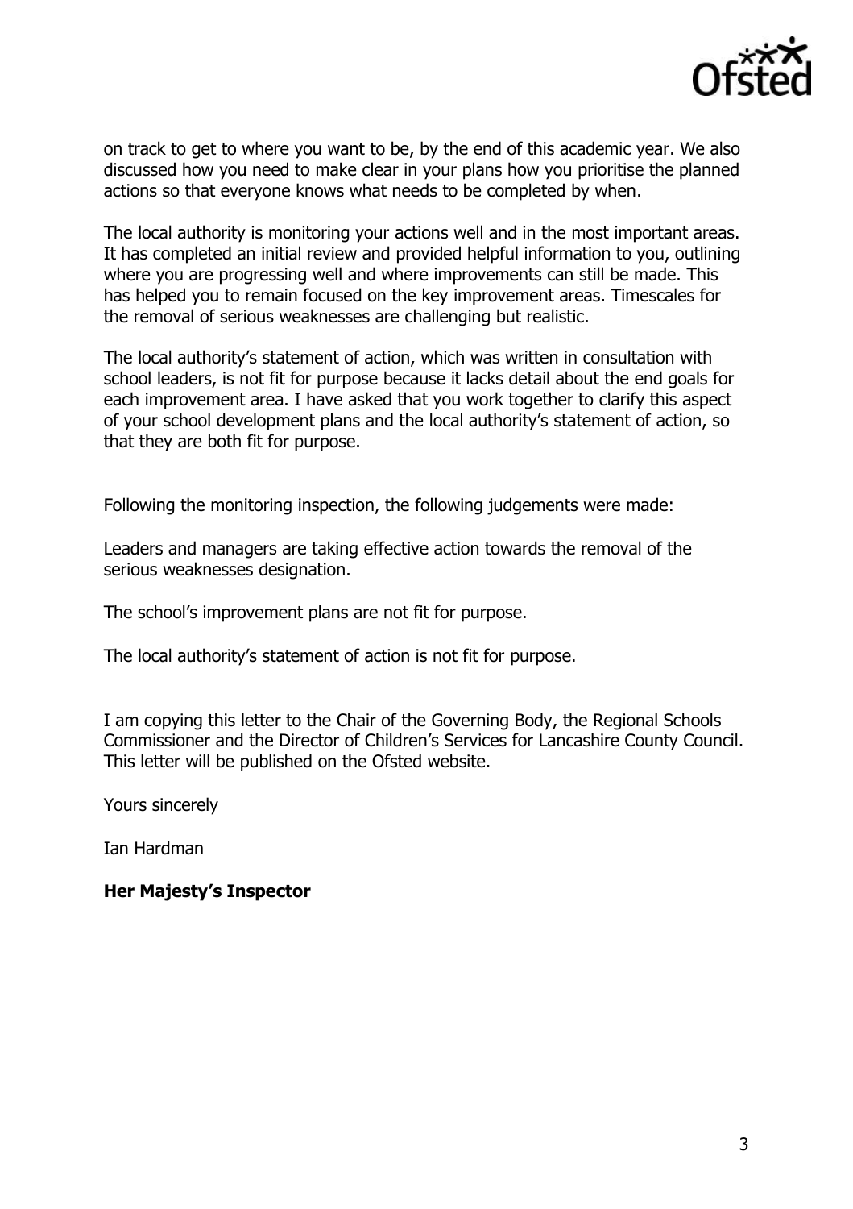on track to get to where you want to be, by the end of this academic year. We also discussed how you need to make clear in your plans how you prioritise the planned actions so that everyone knows what needs to be completed by when.

The local authority is monitoring your actions well and in the most important areas. It has completed an initial review and provided helpful information to you, outlining where you are progressing well and where improvements can still be made. This has helped you to remain focused on the key improvement areas. Timescales for the removal of serious weaknesses are challenging but realistic.

The local authority's statement of action, which was written in consultation with school leaders, is not fit for purpose because it lacks detail about the end goals for each improvement area. I have asked that you work together to clarify this aspect of your school development plans and the local authority's statement of action, so that they are both fit for purpose.

Following the monitoring inspection, the following judgements were made:

Leaders and managers are taking effective action towards the removal of the serious weaknesses designation.

The school's improvement plans are not fit for purpose.

The local authority's statement of action is not fit for purpose.

I am copying this letter to the Chair of the Governing Body, the Regional Schools Commissioner and the Director of Children's Services for Lancashire County Council. This letter will be published on the Ofsted website.

Yours sincerely

Ian Hardman

**Her Majesty's Inspector**